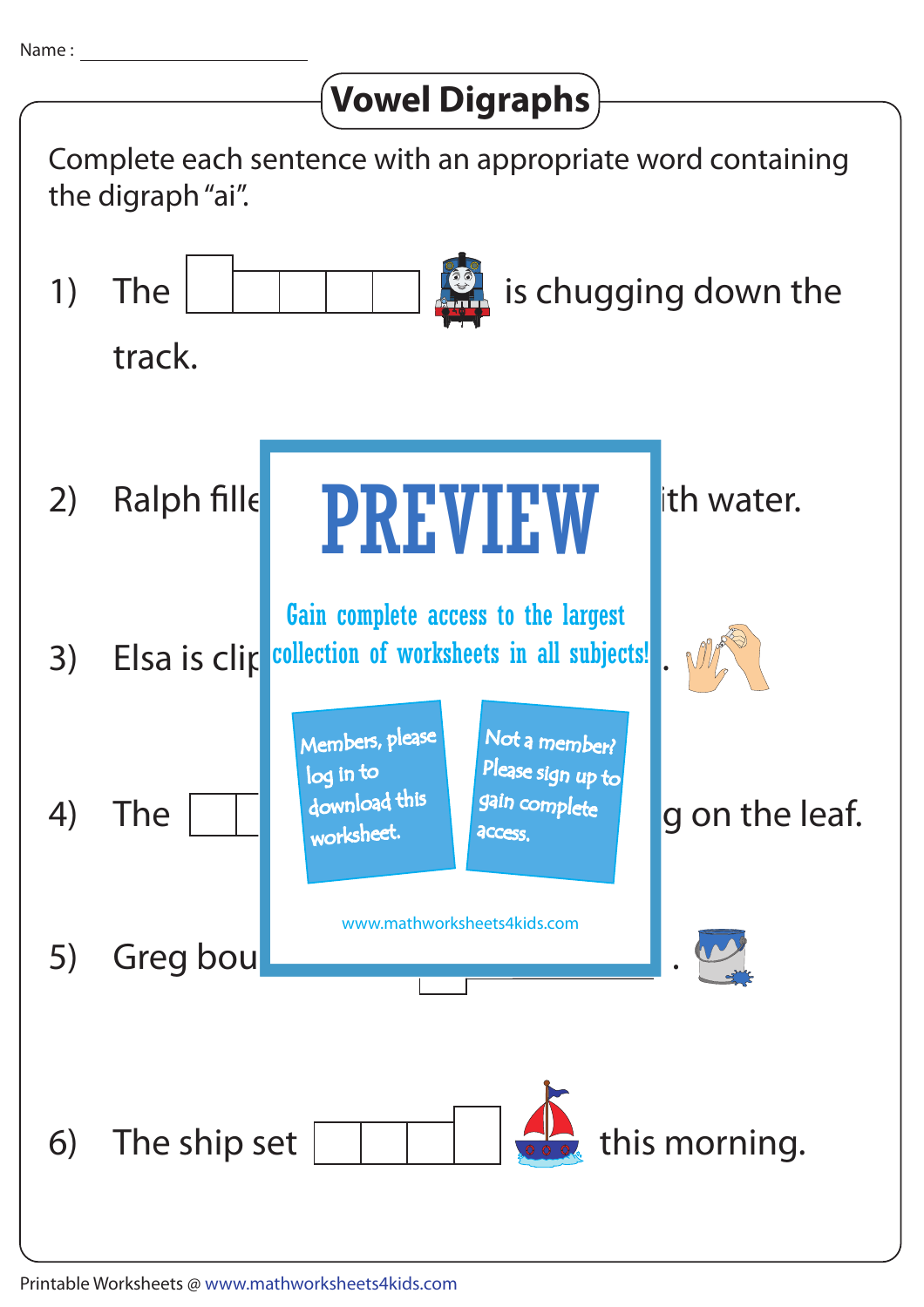Name : ____________________

# Vowel Digraphs

Complete each sentence with an appropriate word containing the digraph "ai".

1) The ☐☐☐☐☐ is chugging down the track.

2) Ralph fille ith water.

3) Elsa is clip .

4) The ☐ g on the leaf.

5) Greg bou .

6) The ship set ☐☐☐☐ this morning.

PREVIEW

Gain complete access to the largest collection of worksheets in all subjects!

Members, please log in to download this worksheet.

Not a member? Please sign up to gain complete access.

www.mathworksheets4kids.com

Printable Worksheets @ www.mathworksheets4kids.com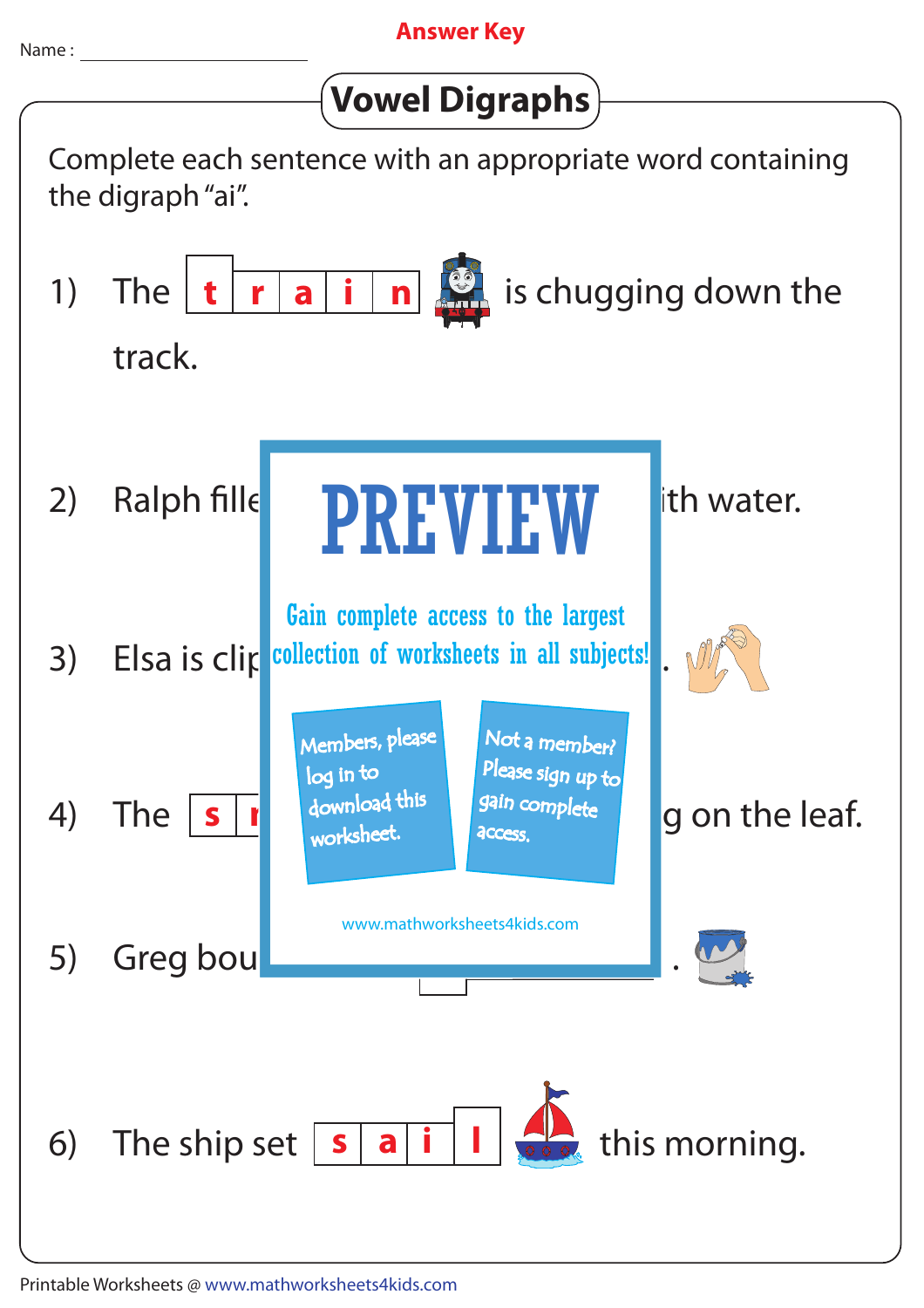Name :

**Answer Key**

# Vowel Digraphs

Complete each sentence with an appropriate word containing the digraph "ai".

1) The **t r a i n** is chugging down the track.

2) Ralph fille ith water.

3) Elsa is clip .

4) The **s r** g on the leaf.

5) Greg bou .

6) The ship set **s a i l** this morning.

PREVIEW

Gain complete access to the largest collection of worksheets in all subjects!

Members, please log in to download this worksheet.

Not a member? Please sign up to gain complete access.

www.mathworksheets4kids.com

Printable Worksheets @ www.mathworksheets4kids.com